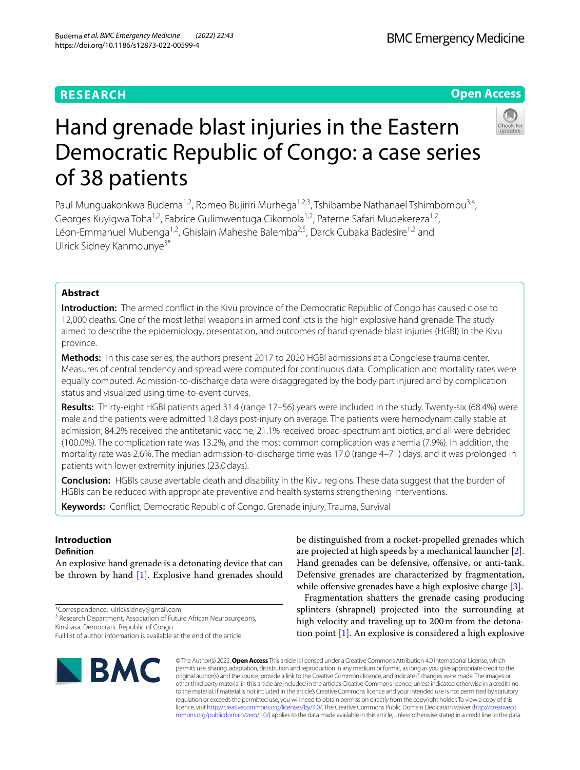RESEARCH

Open Access

# Hand grenade blast injuries in the Eastern Democratic Republic of Congo: a case series of 38 patients

Paul Munguakonkwa Budema[1,2], Romeo Bujiriri Murhega[1,2,3], Tshibambe Nathanael Tshimbombu[3,4], Georges Kuyigwa Toha[1,2], Fabrice Gulimwentuga Cikomola[1,2], Paterne Safari Mudekereza[1,2], Léon-Emmanuel Mubenga[1,2], Ghislain Maheshe Balemba[2,5], Darck Cubaka Badesire[1,2] and Ulrick Sidney Kanmounye[3*]

## Abstract

**Introduction:** The armed conflict in the Kivu province of the Democratic Republic of Congo has caused close to 12,000 deaths. One of the most lethal weapons in armed conflicts is the high explosive hand grenade. The study aimed to describe the epidemiology, presentation, and outcomes of hand grenade blast injuries (HGBI) in the Kivu province.

**Methods:** In this case series, the authors present 2017 to 2020 HGBI admissions at a Congolese trauma center. Measures of central tendency and spread were computed for continuous data. Complication and mortality rates were equally computed. Admission-to-discharge data were disaggregated by the body part injured and by complication status and visualized using time-to-event curves.

**Results:** Thirty-eight HGBI patients aged 31.4 (range 17–56) years were included in the study. Twenty-six (68.4%) were male and the patients were admitted 1.8 days post-injury on average. The patients were hemodynamically stable at admission; 84.2% received the antitetanic vaccine, 21.1% received broad-spectrum antibiotics, and all were debrided (100.0%). The complication rate was 13.2%, and the most common complication was anemia (7.9%). In addition, the mortality rate was 2.6%. The median admission-to-discharge time was 17.0 (range 4–71) days, and it was prolonged in patients with lower extremity injuries (23.0 days).

**Conclusion:** HGBIs cause avertable death and disability in the Kivu regions. These data suggest that the burden of HGBIs can be reduced with appropriate preventive and health systems strengthening interventions.

**Keywords:** Conflict, Democratic Republic of Congo, Grenade injury, Trauma, Survival

## Introduction

### Definition

An explosive hand grenade is a detonating device that can be thrown by hand [1]. Explosive hand grenades should be distinguished from a rocket-propelled grenades which are projected at high speeds by a mechanical launcher [2]. Hand grenades can be defensive, offensive, or anti-tank. Defensive grenades are characterized by fragmentation, while offensive grenades have a high explosive charge [3].

Fragmentation shatters the grenade casing producing splinters (shrapnel) projected into the surrounding at high velocity and traveling up to 200 m from the detonation point [1]. An explosive is considered a high explosive

*Correspondence: ulricksidney@gmail.com
[3] Research Department, Association of Future African Neurosurgeons, Kinshasa, Democratic Republic of Congo
Full list of author information is available at the end of the article

© The Author(s) 2022. **Open Access** This article is licensed under a Creative Commons Attribution 4.0 International License, which permits use, sharing, adaptation, distribution and reproduction in any medium or format, as long as you give appropriate credit to the original author(s) and the source, provide a link to the Creative Commons licence, and indicate if changes were made. The images or other third party material in this article are included in the article's Creative Commons licence, unless indicated otherwise in a credit line to the material. If material is not included in the article's Creative Commons licence and your intended use is not permitted by statutory regulation or exceeds the permitted use, you will need to obtain permission directly from the copyright holder. To view a copy of this licence, visit http://creativecommons.org/licenses/by/4.0/. The Creative Commons Public Domain Dedication waiver (http://creativecommons.org/publicdomain/zero/1.0/) applies to the data made available in this article, unless otherwise stated in a credit line to the data.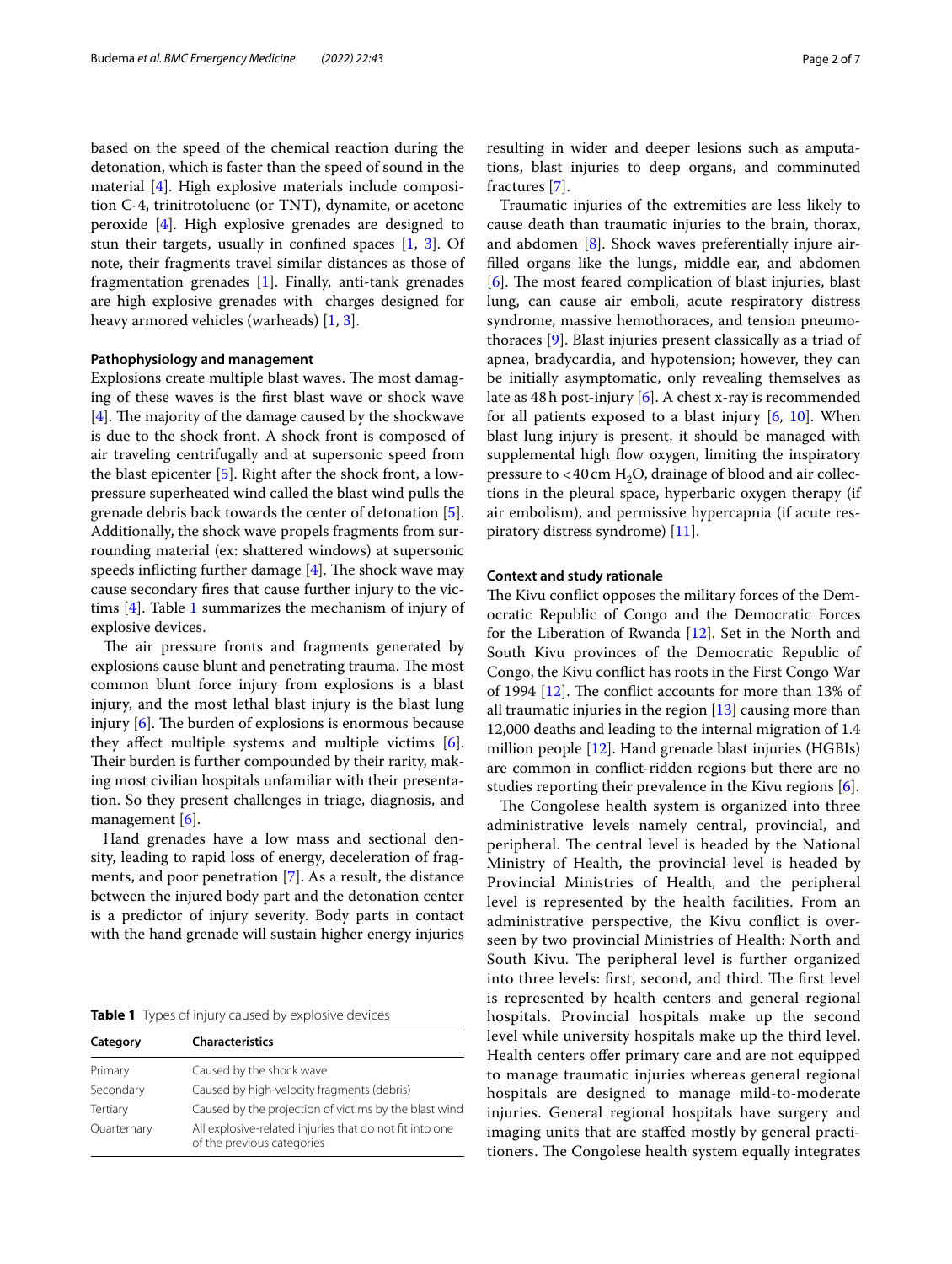based on the speed of the chemical reaction during the detonation, which is faster than the speed of sound in the material [4]. High explosive materials include composition C-4, trinitrotoluene (or TNT), dynamite, or acetone peroxide [4]. High explosive grenades are designed to stun their targets, usually in confined spaces [1, 3]. Of note, their fragments travel similar distances as those of fragmentation grenades [1]. Finally, anti-tank grenades are high explosive grenades with charges designed for heavy armored vehicles (warheads) [1, 3].

### Pathophysiology and management

Explosions create multiple blast waves. The most damaging of these waves is the first blast wave or shock wave [4]. The majority of the damage caused by the shockwave is due to the shock front. A shock front is composed of air traveling centrifugally and at supersonic speed from the blast epicenter [5]. Right after the shock front, a low-pressure superheated wind called the blast wind pulls the grenade debris back towards the center of detonation [5]. Additionally, the shock wave propels fragments from surrounding material (ex: shattered windows) at supersonic speeds inflicting further damage [4]. The shock wave may cause secondary fires that cause further injury to the victims [4]. Table 1 summarizes the mechanism of injury of explosive devices.

The air pressure fronts and fragments generated by explosions cause blunt and penetrating trauma. The most common blunt force injury from explosions is a blast injury, and the most lethal blast injury is the blast lung injury [6]. The burden of explosions is enormous because they affect multiple systems and multiple victims [6]. Their burden is further compounded by their rarity, making most civilian hospitals unfamiliar with their presentation. So they present challenges in triage, diagnosis, and management [6].

Hand grenades have a low mass and sectional density, leading to rapid loss of energy, deceleration of fragments, and poor penetration [7]. As a result, the distance between the injured body part and the detonation center is a predictor of injury severity. Body parts in contact with the hand grenade will sustain higher energy injuries resulting in wider and deeper lesions such as amputations, blast injuries to deep organs, and comminuted fractures [7].

**Table 1** Types of injury caused by explosive devices

| Category | Characteristics |
|---|---|
| Primary | Caused by the shock wave |
| Secondary | Caused by high-velocity fragments (debris) |
| Tertiary | Caused by the projection of victims by the blast wind |
| Quarternary | All explosive-related injuries that do not fit into one of the previous categories |

Traumatic injuries of the extremities are less likely to cause death than traumatic injuries to the brain, thorax, and abdomen [8]. Shock waves preferentially injure air-filled organs like the lungs, middle ear, and abdomen [6]. The most feared complication of blast injuries, blast lung, can cause air emboli, acute respiratory distress syndrome, massive hemothoraces, and tension pneumothoraces [9]. Blast injuries present classically as a triad of apnea, bradycardia, and hypotension; however, they can be initially asymptomatic, only revealing themselves as late as 48 h post-injury [6]. A chest x-ray is recommended for all patients exposed to a blast injury [6, 10]. When blast lung injury is present, it should be managed with supplemental high flow oxygen, limiting the inspiratory pressure to <40 cm $H_2O$, drainage of blood and air collections in the pleural space, hyperbaric oxygen therapy (if air embolism), and permissive hypercapnia (if acute respiratory distress syndrome) [11].

### Context and study rationale

The Kivu conflict opposes the military forces of the Democratic Republic of Congo and the Democratic Forces for the Liberation of Rwanda [12]. Set in the North and South Kivu provinces of the Democratic Republic of Congo, the Kivu conflict has roots in the First Congo War of 1994 [12]. The conflict accounts for more than 13% of all traumatic injuries in the region [13] causing more than 12,000 deaths and leading to the internal migration of 1.4 million people [12]. Hand grenade blast injuries (HGBIs) are common in conflict-ridden regions but there are no studies reporting their prevalence in the Kivu regions [6].

The Congolese health system is organized into three administrative levels namely central, provincial, and peripheral. The central level is headed by the National Ministry of Health, the provincial level is headed by Provincial Ministries of Health, and the peripheral level is represented by the health facilities. From an administrative perspective, the Kivu conflict is overseen by two provincial Ministries of Health: North and South Kivu. The peripheral level is further organized into three levels: first, second, and third. The first level is represented by health centers and general regional hospitals. Provincial hospitals make up the second level while university hospitals make up the third level. Health centers offer primary care and are not equipped to manage traumatic injuries whereas general regional hospitals are designed to manage mild-to-moderate injuries. General regional hospitals have surgery and imaging units that are staffed mostly by general practitioners. The Congolese health system equally integrates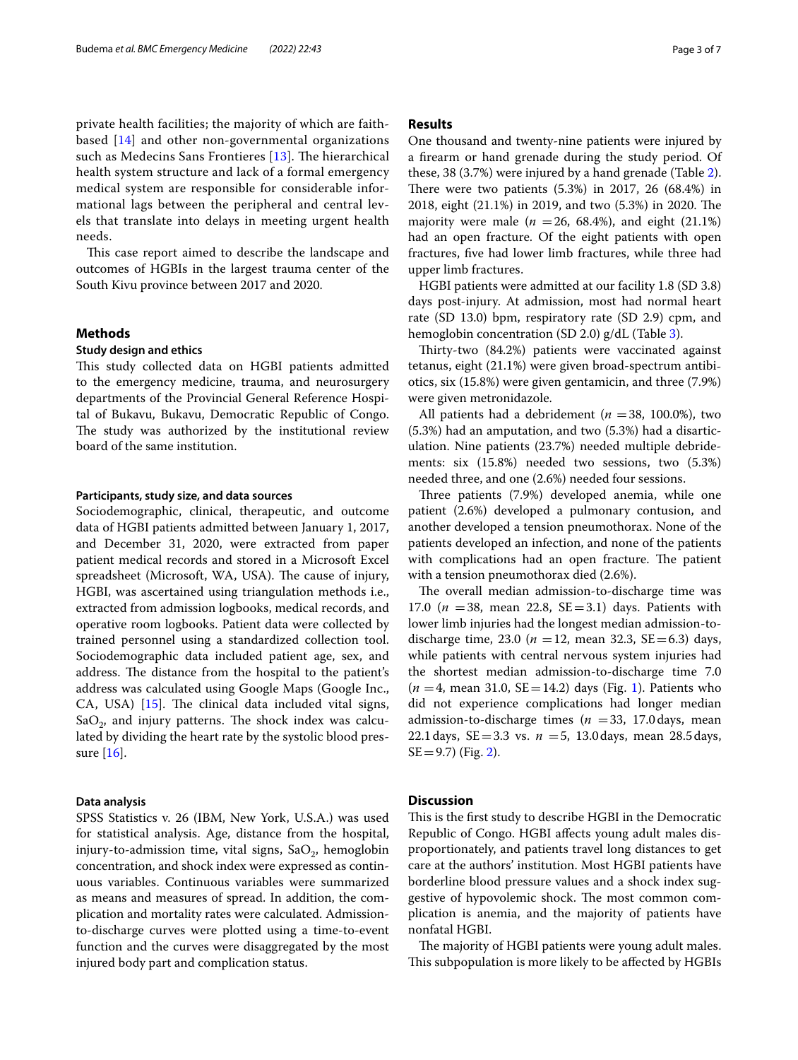private health facilities; the majority of which are faith-based [14] and other non-governmental organizations such as Medecins Sans Frontieres [13]. The hierarchical health system structure and lack of a formal emergency medical system are responsible for considerable informational lags between the peripheral and central levels that translate into delays in meeting urgent health needs.

This case report aimed to describe the landscape and outcomes of HGBIs in the largest trauma center of the South Kivu province between 2017 and 2020.

## Methods

### Study design and ethics

This study collected data on HGBI patients admitted to the emergency medicine, trauma, and neurosurgery departments of the Provincial General Reference Hospital of Bukavu, Bukavu, Democratic Republic of Congo. The study was authorized by the institutional review board of the same institution.

### Participants, study size, and data sources

Sociodemographic, clinical, therapeutic, and outcome data of HGBI patients admitted between January 1, 2017, and December 31, 2020, were extracted from paper patient medical records and stored in a Microsoft Excel spreadsheet (Microsoft, WA, USA). The cause of injury, HGBI, was ascertained using triangulation methods i.e., extracted from admission logbooks, medical records, and operative room logbooks. Patient data were collected by trained personnel using a standardized collection tool. Sociodemographic data included patient age, sex, and address. The distance from the hospital to the patient's address was calculated using Google Maps (Google Inc., CA, USA) [15]. The clinical data included vital signs, $SaO_2$, and injury patterns. The shock index was calculated by dividing the heart rate by the systolic blood pressure [16].

### Data analysis

SPSS Statistics v. 26 (IBM, New York, U.S.A.) was used for statistical analysis. Age, distance from the hospital, injury-to-admission time, vital signs, $SaO_2$, hemoglobin concentration, and shock index were expressed as continuous variables. Continuous variables were summarized as means and measures of spread. In addition, the complication and mortality rates were calculated. Admission-to-discharge curves were plotted using a time-to-event function and the curves were disaggregated by the most injured body part and complication status.

## Results

One thousand and twenty-nine patients were injured by a firearm or hand grenade during the study period. Of these, 38 (3.7%) were injured by a hand grenade (Table 2). There were two patients (5.3%) in 2017, 26 (68.4%) in 2018, eight (21.1%) in 2019, and two (5.3%) in 2020. The majority were male ($n$ = 26, 68.4%), and eight (21.1%) had an open fracture. Of the eight patients with open fractures, five had lower limb fractures, while three had upper limb fractures.

HGBI patients were admitted at our facility 1.8 (SD 3.8) days post-injury. At admission, most had normal heart rate (SD 13.0) bpm, respiratory rate (SD 2.9) cpm, and hemoglobin concentration (SD 2.0) g/dL (Table 3).

Thirty-two (84.2%) patients were vaccinated against tetanus, eight (21.1%) were given broad-spectrum antibiotics, six (15.8%) were given gentamicin, and three (7.9%) were given metronidazole.

All patients had a debridement ($n$ = 38, 100.0%), two (5.3%) had an amputation, and two (5.3%) had a disarticulation. Nine patients (23.7%) needed multiple debridements: six (15.8%) needed two sessions, two (5.3%) needed three, and one (2.6%) needed four sessions.

Three patients (7.9%) developed anemia, while one patient (2.6%) developed a pulmonary contusion, and another developed a tension pneumothorax. None of the patients developed an infection, and none of the patients with complications had an open fracture. The patient with a tension pneumothorax died (2.6%).

The overall median admission-to-discharge time was 17.0 ($n$ = 38, mean 22.8, SE = 3.1) days. Patients with lower limb injuries had the longest median admission-to-discharge time, 23.0 ($n$ = 12, mean 32.3, SE = 6.3) days, while patients with central nervous system injuries had the shortest median admission-to-discharge time 7.0 ($n$ = 4, mean 31.0, SE = 14.2) days (Fig. 1). Patients who did not experience complications had longer median admission-to-discharge times ($n$ = 33, 17.0 days, mean 22.1 days, SE = 3.3 vs. $n$ = 5, 13.0 days, mean 28.5 days, SE = 9.7) (Fig. 2).

## Discussion

This is the first study to describe HGBI in the Democratic Republic of Congo. HGBI affects young adult males disproportionately, and patients travel long distances to get care at the authors' institution. Most HGBI patients have borderline blood pressure values and a shock index suggestive of hypovolemic shock. The most common complication is anemia, and the majority of patients have nonfatal HGBI.

The majority of HGBI patients were young adult males. This subpopulation is more likely to be affected by HGBIs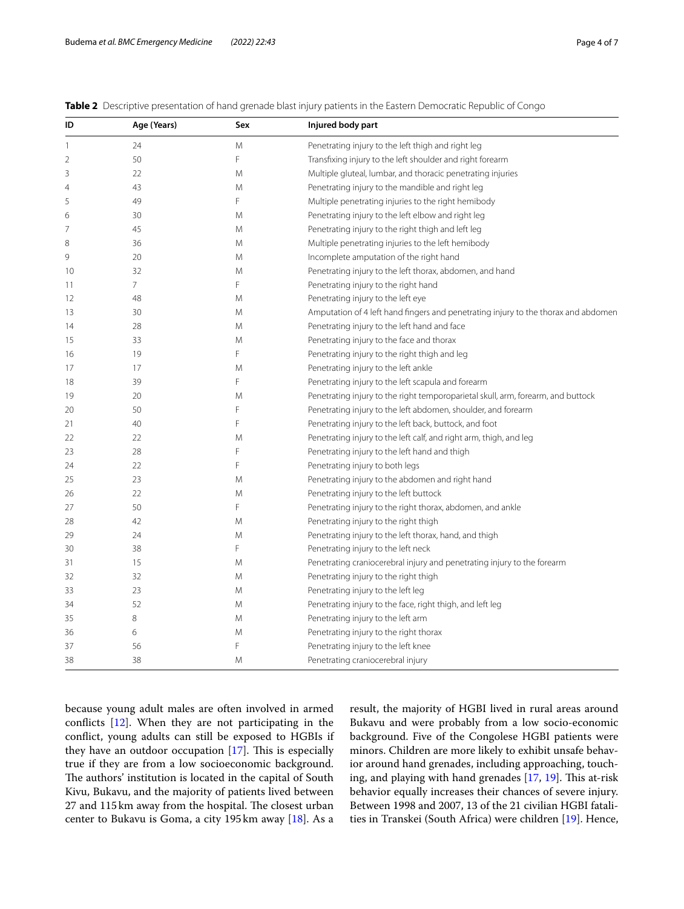**Table 2** Descriptive presentation of hand grenade blast injury patients in the Eastern Democratic Republic of Congo

| ID | Age (Years) | Sex | Injured body part |
|---|---|---|---|
| 1 | 24 | M | Penetrating injury to the left thigh and right leg |
| 2 | 50 | F | Transfixing injury to the left shoulder and right forearm |
| 3 | 22 | M | Multiple gluteal, lumbar, and thoracic penetrating injuries |
| 4 | 43 | M | Penetrating injury to the mandible and right leg |
| 5 | 49 | F | Multiple penetrating injuries to the right hemibody |
| 6 | 30 | M | Penetrating injury to the left elbow and right leg |
| 7 | 45 | M | Penetrating injury to the right thigh and left leg |
| 8 | 36 | M | Multiple penetrating injuries to the left hemibody |
| 9 | 20 | M | Incomplete amputation of the right hand |
| 10 | 32 | M | Penetrating injury to the left thorax, abdomen, and hand |
| 11 | 7 | F | Penetrating injury to the right hand |
| 12 | 48 | M | Penetrating injury to the left eye |
| 13 | 30 | M | Amputation of 4 left hand fingers and penetrating injury to the thorax and abdomen |
| 14 | 28 | M | Penetrating injury to the left hand and face |
| 15 | 33 | M | Penetrating injury to the face and thorax |
| 16 | 19 | F | Penetrating injury to the right thigh and leg |
| 17 | 17 | M | Penetrating injury to the left ankle |
| 18 | 39 | F | Penetrating injury to the left scapula and forearm |
| 19 | 20 | M | Penetrating injury to the right temporoparietal skull, arm, forearm, and buttock |
| 20 | 50 | F | Penetrating injury to the left abdomen, shoulder, and forearm |
| 21 | 40 | F | Penetrating injury to the left back, buttock, and foot |
| 22 | 22 | M | Penetrating injury to the left calf, and right arm, thigh, and leg |
| 23 | 28 | F | Penetrating injury to the left hand and thigh |
| 24 | 22 | F | Penetrating injury to both legs |
| 25 | 23 | M | Penetrating injury to the abdomen and right hand |
| 26 | 22 | M | Penetrating injury to the left buttock |
| 27 | 50 | F | Penetrating injury to the right thorax, abdomen, and ankle |
| 28 | 42 | M | Penetrating injury to the right thigh |
| 29 | 24 | M | Penetrating injury to the left thorax, hand, and thigh |
| 30 | 38 | F | Penetrating injury to the left neck |
| 31 | 15 | M | Penetrating craniocerebral injury and penetrating injury to the forearm |
| 32 | 32 | M | Penetrating injury to the right thigh |
| 33 | 23 | M | Penetrating injury to the left leg |
| 34 | 52 | M | Penetrating injury to the face, right thigh, and left leg |
| 35 | 8 | M | Penetrating injury to the left arm |
| 36 | 6 | M | Penetrating injury to the right thorax |
| 37 | 56 | F | Penetrating injury to the left knee |
| 38 | 38 | M | Penetrating craniocerebral injury |

because young adult males are often involved in armed conflicts [12]. When they are not participating in the conflict, young adults can still be exposed to HGBIs if they have an outdoor occupation [17]. This is especially true if they are from a low socioeconomic background. The authors' institution is located in the capital of South Kivu, Bukavu, and the majority of patients lived between 27 and 115 km away from the hospital. The closest urban center to Bukavu is Goma, a city 195 km away [18]. As a result, the majority of HGBI lived in rural areas around Bukavu and were probably from a low socio-economic background. Five of the Congolese HGBI patients were minors. Children are more likely to exhibit unsafe behavior around hand grenades, including approaching, touching, and playing with hand grenades [17, 19]. This at-risk behavior equally increases their chances of severe injury. Between 1998 and 2007, 13 of the 21 civilian HGBI fatalities in Transkei (South Africa) were children [19]. Hence,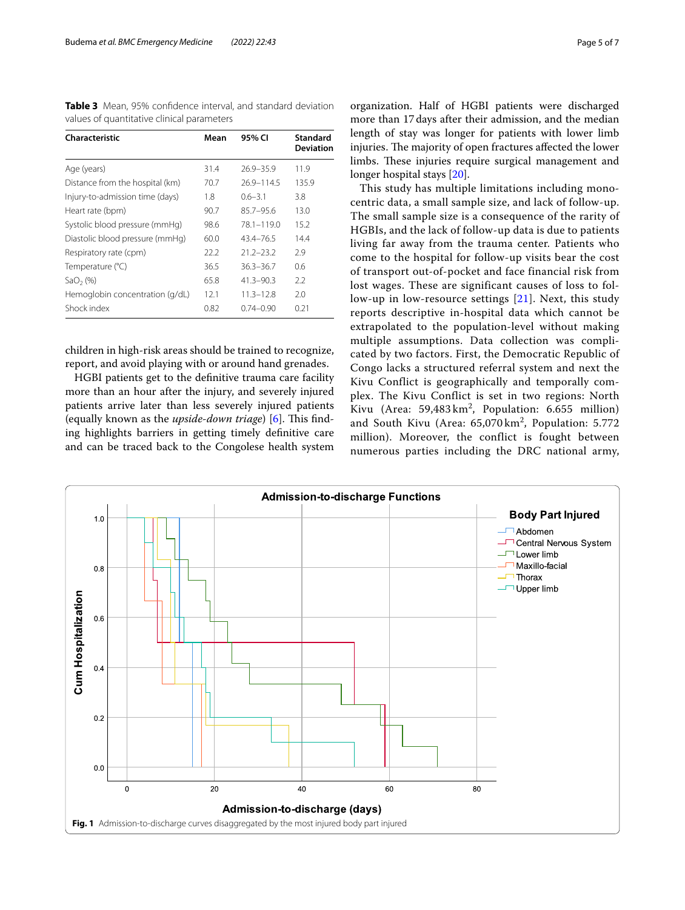**Table 3** Mean, 95% confidence interval, and standard deviation values of quantitative clinical parameters

| Characteristic | Mean | 95% CI | Standard Deviation |
| --- | --- | --- | --- |
| Age (years) | 31.4 | 26.9–35.9 | 11.9 |
| Distance from the hospital (km) | 70.7 | 26.9–114.5 | 135.9 |
| Injury-to-admission time (days) | 1.8 | 0.6–3.1 | 3.8 |
| Heart rate (bpm) | 90.7 | 85.7–95.6 | 13.0 |
| Systolic blood pressure (mmHg) | 98.6 | 78.1–119.0 | 15.2 |
| Diastolic blood pressure (mmHg) | 60.0 | 43.4–76.5 | 14.4 |
| Respiratory rate (cpm) | 22.2 | 21.2–23.2 | 2.9 |
| Temperature (°C) | 36.5 | 36.3–36.7 | 0.6 |
| $SaO_2$ (%) | 65.8 | 41.3–90.3 | 2.2 |
| Hemoglobin concentration (g/dL) | 12.1 | 11.3–12.8 | 2.0 |
| Shock index | 0.82 | 0.74–0.90 | 0.21 |

children in high-risk areas should be trained to recognize, report, and avoid playing with or around hand grenades.

HGBI patients get to the definitive trauma care facility more than an hour after the injury, and severely injured patients arrive later than less severely injured patients (equally known as the *upside-down triage*) [6]. This finding highlights barriers in getting timely definitive care and can be traced back to the Congolese health system organization. Half of HGBI patients were discharged more than 17 days after their admission, and the median length of stay was longer for patients with lower limb injuries. The majority of open fractures affected the lower limbs. These injuries require surgical management and longer hospital stays [20].

This study has multiple limitations including monocentric data, a small sample size, and lack of follow-up. The small sample size is a consequence of the rarity of HGBIs, and the lack of follow-up data is due to patients living far away from the trauma center. Patients who come to the hospital for follow-up visits bear the cost of transport out-of-pocket and face financial risk from lost wages. These are significant causes of loss to follow-up in low-resource settings [21]. Next, this study reports descriptive in-hospital data which cannot be extrapolated to the population-level without making multiple assumptions. Data collection was complicated by two factors. First, the Democratic Republic of Congo lacks a structured referral system and next the Kivu Conflict is geographically and temporally complex. The Kivu Conflict is set in two regions: North Kivu (Area: 59,483 $km^2$, Population: 6.655 million) and South Kivu (Area: 65,070 $km^2$, Population: 5.772 million). Moreover, the conflict is fought between numerous parties including the DRC national army,

**Fig. 1** Admission-to-discharge curves disaggregated by the most injured body part injured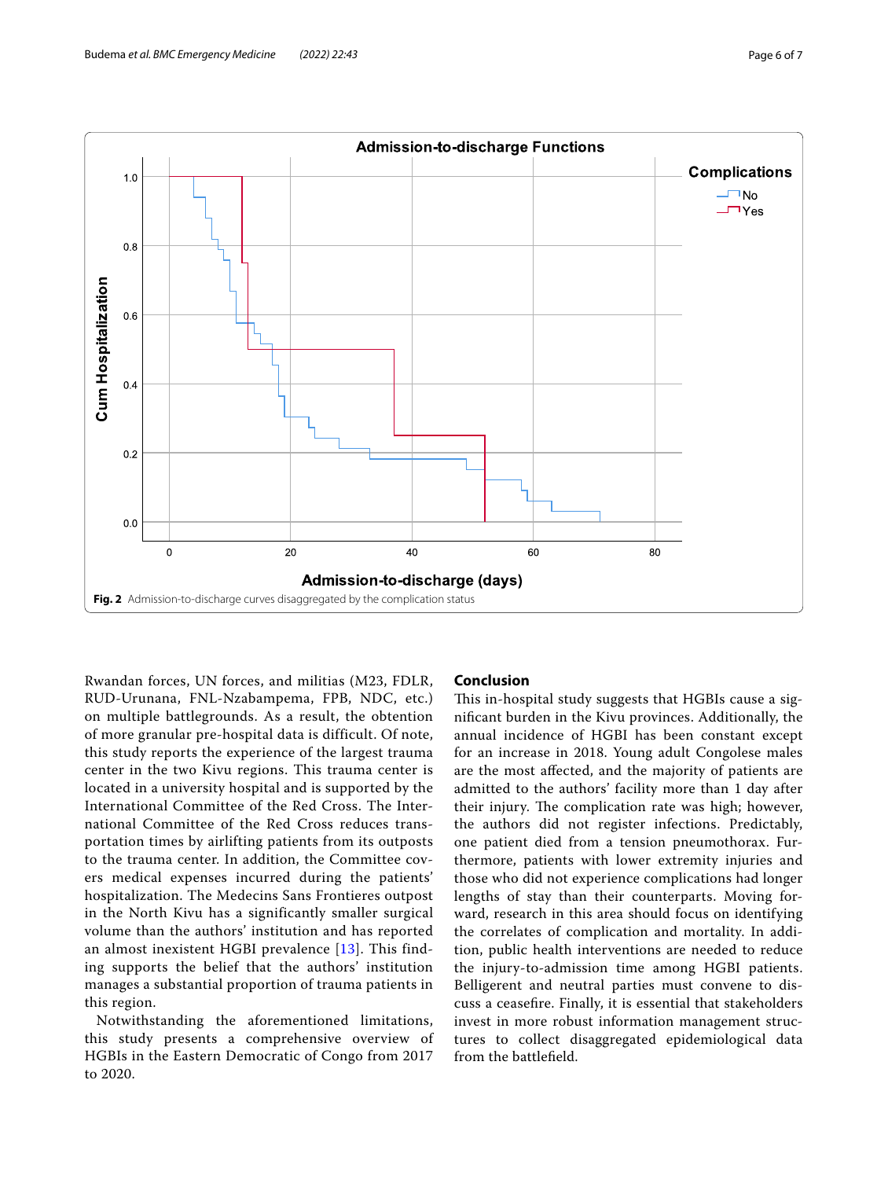Fig. 2 Admission-to-discharge curves disaggregated by the complication status

Rwandan forces, UN forces, and militias (M23, FDLR, RUD-Urunana, FNL-Nzabampema, FPB, NDC, etc.) on multiple battlegrounds. As a result, the obtention of more granular pre-hospital data is difficult. Of note, this study reports the experience of the largest trauma center in the two Kivu regions. This trauma center is located in a university hospital and is supported by the International Committee of the Red Cross. The International Committee of the Red Cross reduces transportation times by airlifting patients from its outposts to the trauma center. In addition, the Committee covers medical expenses incurred during the patients' hospitalization. The Medecins Sans Frontieres outpost in the North Kivu has a significantly smaller surgical volume than the authors' institution and has reported an almost inexistent HGBI prevalence [13]. This finding supports the belief that the authors' institution manages a substantial proportion of trauma patients in this region.

Notwithstanding the aforementioned limitations, this study presents a comprehensive overview of HGBIs in the Eastern Democratic of Congo from 2017 to 2020.

## Conclusion

This in-hospital study suggests that HGBIs cause a significant burden in the Kivu provinces. Additionally, the annual incidence of HGBI has been constant except for an increase in 2018. Young adult Congolese males are the most affected, and the majority of patients are admitted to the authors' facility more than 1 day after their injury. The complication rate was high; however, the authors did not register infections. Predictably, one patient died from a tension pneumothorax. Furthermore, patients with lower extremity injuries and those who did not experience complications had longer lengths of stay than their counterparts. Moving forward, research in this area should focus on identifying the correlates of complication and mortality. In addition, public health interventions are needed to reduce the injury-to-admission time among HGBI patients. Belligerent and neutral parties must convene to discuss a ceasefire. Finally, it is essential that stakeholders invest in more robust information management structures to collect disaggregated epidemiological data from the battlefield.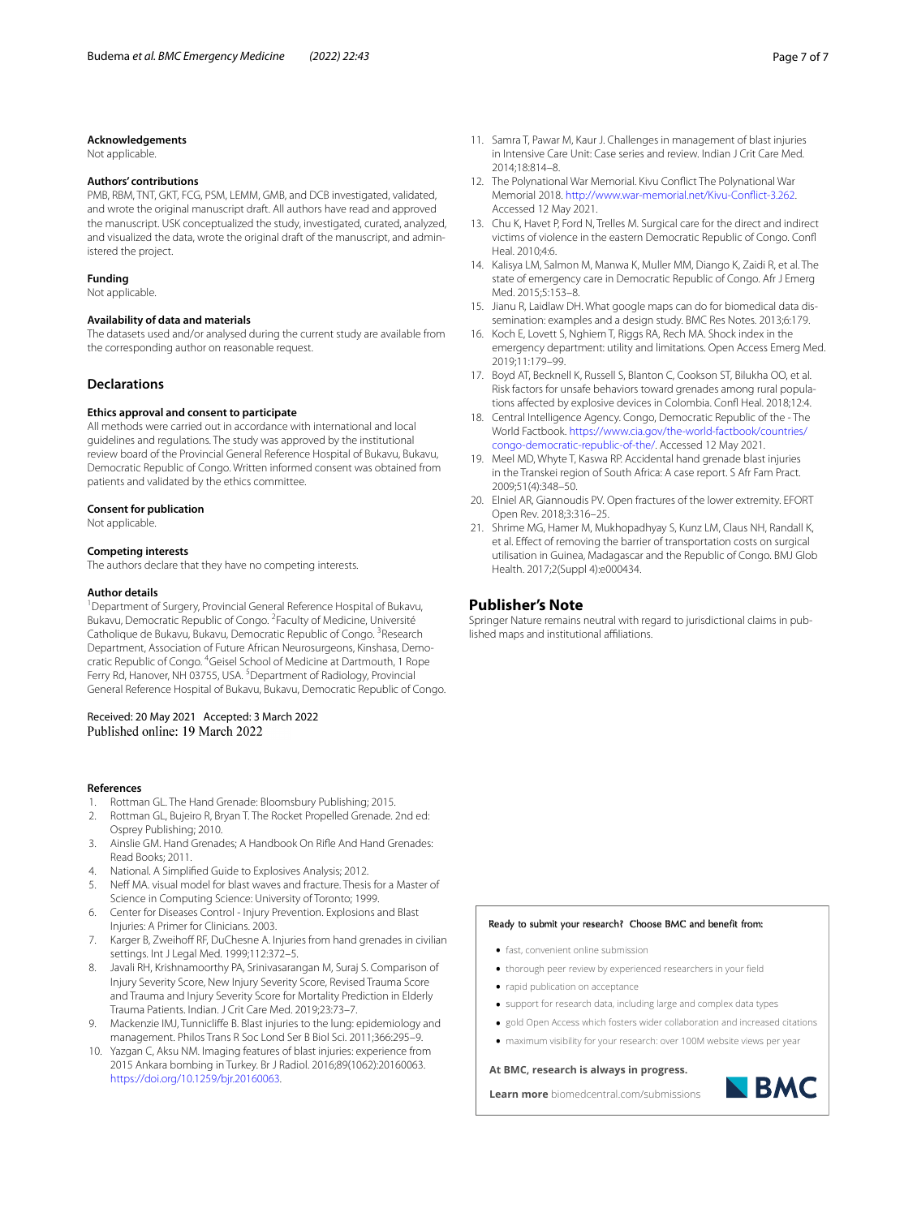### Acknowledgements
Not applicable.

### Authors' contributions
PMB, RBM, TNT, GKT, FCG, PSM, LEMM, GMB, and DCB investigated, validated, and wrote the original manuscript draft. All authors have read and approved the manuscript. USK conceptualized the study, investigated, curated, analyzed, and visualized the data, wrote the original draft of the manuscript, and administered the project.

### Funding
Not applicable.

### Availability of data and materials
The datasets used and/or analysed during the current study are available from the corresponding author on reasonable request.

## Declarations

### Ethics approval and consent to participate
All methods were carried out in accordance with international and local guidelines and regulations. The study was approved by the institutional review board of the Provincial General Reference Hospital of Bukavu, Bukavu, Democratic Republic of Congo. Written informed consent was obtained from patients and validated by the ethics committee.

### Consent for publication
Not applicable.

### Competing interests
The authors declare that they have no competing interests.

### Author details
[1]Department of Surgery, Provincial General Reference Hospital of Bukavu, Bukavu, Democratic Republic of Congo. [2]Faculty of Medicine, Université Catholique de Bukavu, Bukavu, Democratic Republic of Congo. [3]Research Department, Association of Future African Neurosurgeons, Kinshasa, Democratic Republic of Congo. [4]Geisel School of Medicine at Dartmouth, 1 Rope Ferry Rd, Hanover, NH 03755, USA. [5]Department of Radiology, Provincial General Reference Hospital of Bukavu, Bukavu, Democratic Republic of Congo.

Received: 20 May 2021 Accepted: 3 March 2022
Published online: 19 March 2022

### References
1. Rottman GL. The Hand Grenade: Bloomsbury Publishing; 2015.
2. Rottman GL, Bujeiro R, Bryan T. The Rocket Propelled Grenade. 2nd ed: Osprey Publishing; 2010.
3. Ainslie GM. Hand Grenades; A Handbook On Rifle And Hand Grenades: Read Books; 2011.
4. National. A Simplified Guide to Explosives Analysis; 2012.
5. Neff MA. visual model for blast waves and fracture. Thesis for a Master of Science in Computing Science: University of Toronto; 1999.
6. Center for Diseases Control - Injury Prevention. Explosions and Blast Injuries: A Primer for Clinicians. 2003.
7. Karger B, Zweihoff RF, DuChesne A. Injuries from hand grenades in civilian settings. Int J Legal Med. 1999;112:372–5.
8. Javali RH, Krishnamoorthy PA, Srinivasarangan M, Suraj S. Comparison of Injury Severity Score, New Injury Severity Score, Revised Trauma Score and Trauma and Injury Severity Score for Mortality Prediction in Elderly Trauma Patients. Indian. J Crit Care Med. 2019;23:73–7.
9. Mackenzie IMJ, Tunnicliffe B. Blast injuries to the lung: epidemiology and management. Philos Trans R Soc Lond Ser B Biol Sci. 2011;366:295–9.
10. Yazgan C, Aksu NM. Imaging features of blast injuries: experience from 2015 Ankara bombing in Turkey. Br J Radiol. 2016;89(1062):20160063. https://doi.org/10.1259/bjr.20160063.
11. Samra T, Pawar M, Kaur J. Challenges in management of blast injuries in Intensive Care Unit: Case series and review. Indian J Crit Care Med. 2014;18:814–8.
12. The Polynational War Memorial. Kivu Conflict The Polynational War Memorial 2018. http://www.war-memorial.net/Kivu-Conflict-3.262. Accessed 12 May 2021.
13. Chu K, Havet P, Ford N, Trelles M. Surgical care for the direct and indirect victims of violence in the eastern Democratic Republic of Congo. Confl Heal. 2010;4:6.
14. Kalisya LM, Salmon M, Manwa K, Muller MM, Diango K, Zaidi R, et al. The state of emergency care in Democratic Republic of Congo. Afr J Emerg Med. 2015;5:153–8.
15. Jianu R, Laidlaw DH. What google maps can do for biomedical data dissemination: examples and a design study. BMC Res Notes. 2013;6:179.
16. Koch E, Lovett S, Nghiem T, Riggs RA, Rech MA. Shock index in the emergency department: utility and limitations. Open Access Emerg Med. 2019;11:179–99.
17. Boyd AT, Becknell K, Russell S, Blanton C, Cookson ST, Bilukha OO, et al. Risk factors for unsafe behaviors toward grenades among rural populations affected by explosive devices in Colombia. Confl Heal. 2018;12:4.
18. Central Intelligence Agency. Congo, Democratic Republic of the - The World Factbook. https://www.cia.gov/the-world-factbook/countries/congo-democratic-republic-of-the/. Accessed 12 May 2021.
19. Meel MD, Whyte T, Kaswa RP. Accidental hand grenade blast injuries in the Transkei region of South Africa: A case report. S Afr Fam Pract. 2009;51(4):348–50.
20. Elniel AR, Giannoudis PV. Open fractures of the lower extremity. EFORT Open Rev. 2018;3:316–25.
21. Shrime MG, Hamer M, Mukhopadhyay S, Kunz LM, Claus NH, Randall K, et al. Effect of removing the barrier of transportation costs on surgical utilisation in Guinea, Madagascar and the Republic of Congo. BMJ Glob Health. 2017;2(Suppl 4):e000434.

## Publisher's Note
Springer Nature remains neutral with regard to jurisdictional claims in published maps and institutional affiliations.

Ready to submit your research? Choose BMC and benefit from:

- fast, convenient online submission
- thorough peer review by experienced researchers in your field
- rapid publication on acceptance
- support for research data, including large and complex data types
- gold Open Access which fosters wider collaboration and increased citations
- maximum visibility for your research: over 100M website views per year

**At BMC, research is always in progress.**

**Learn more** biomedcentral.com/submissions

BMC